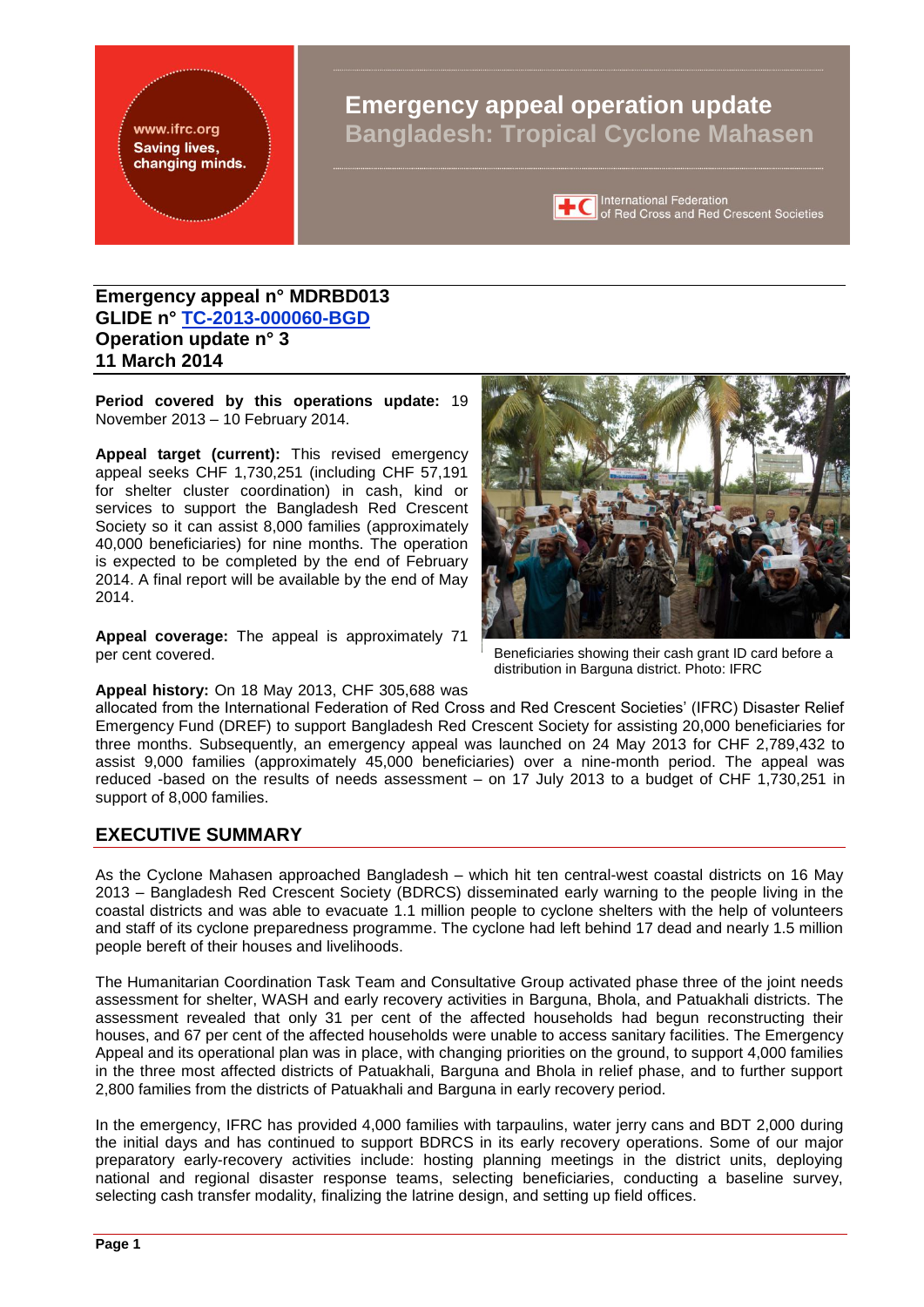# Emergency appeal operation update
## Bangladesh: Tropical Cyclone Mahasen

www.ifrc.org
Saving lives, changing minds.

International Federation of Red Cross and Red Crescent Societies

**Emergency appeal n° MDRBD013**
**GLIDE n° TC-2013-000060-BGD**
**Operation update n° 3**
**11 March 2014**

**Period covered by this operations update:** 19 November 2013 – 10 February 2014.

**Appeal target (current):** This revised emergency appeal seeks CHF 1,730,251 (including CHF 57,191 for shelter cluster coordination) in cash, kind or services to support the Bangladesh Red Crescent Society so it can assist 8,000 families (approximately 40,000 beneficiaries) for nine months. The operation is expected to be completed by the end of February 2014. A final report will be available by the end of May 2014.

**Appeal coverage:** The appeal is approximately 71 per cent covered.

Beneficiaries showing their cash grant ID card before a distribution in Barguna district. Photo: IFRC

**Appeal history:** On 18 May 2013, CHF 305,688 was allocated from the International Federation of Red Cross and Red Crescent Societies' (IFRC) Disaster Relief Emergency Fund (DREF) to support Bangladesh Red Crescent Society for assisting 20,000 beneficiaries for three months. Subsequently, an emergency appeal was launched on 24 May 2013 for CHF 2,789,432 to assist 9,000 families (approximately 45,000 beneficiaries) over a nine-month period. The appeal was reduced -based on the results of needs assessment – on 17 July 2013 to a budget of CHF 1,730,251 in support of 8,000 families.

## EXECUTIVE SUMMARY

As the Cyclone Mahasen approached Bangladesh – which hit ten central-west coastal districts on 16 May 2013 – Bangladesh Red Crescent Society (BDRCS) disseminated early warning to the people living in the coastal districts and was able to evacuate 1.1 million people to cyclone shelters with the help of volunteers and staff of its cyclone preparedness programme. The cyclone had left behind 17 dead and nearly 1.5 million people bereft of their houses and livelihoods.

The Humanitarian Coordination Task Team and Consultative Group activated phase three of the joint needs assessment for shelter, WASH and early recovery activities in Barguna, Bhola, and Patuakhali districts. The assessment revealed that only 31 per cent of the affected households had begun reconstructing their houses, and 67 per cent of the affected households were unable to access sanitary facilities. The Emergency Appeal and its operational plan was in place, with changing priorities on the ground, to support 4,000 families in the three most affected districts of Patuakhali, Barguna and Bhola in relief phase, and to further support 2,800 families from the districts of Patuakhali and Barguna in early recovery period.

In the emergency, IFRC has provided 4,000 families with tarpaulins, water jerry cans and BDT 2,000 during the initial days and has continued to support BDRCS in its early recovery operations. Some of our major preparatory early-recovery activities include: hosting planning meetings in the district units, deploying national and regional disaster response teams, selecting beneficiaries, conducting a baseline survey, selecting cash transfer modality, finalizing the latrine design, and setting up field offices.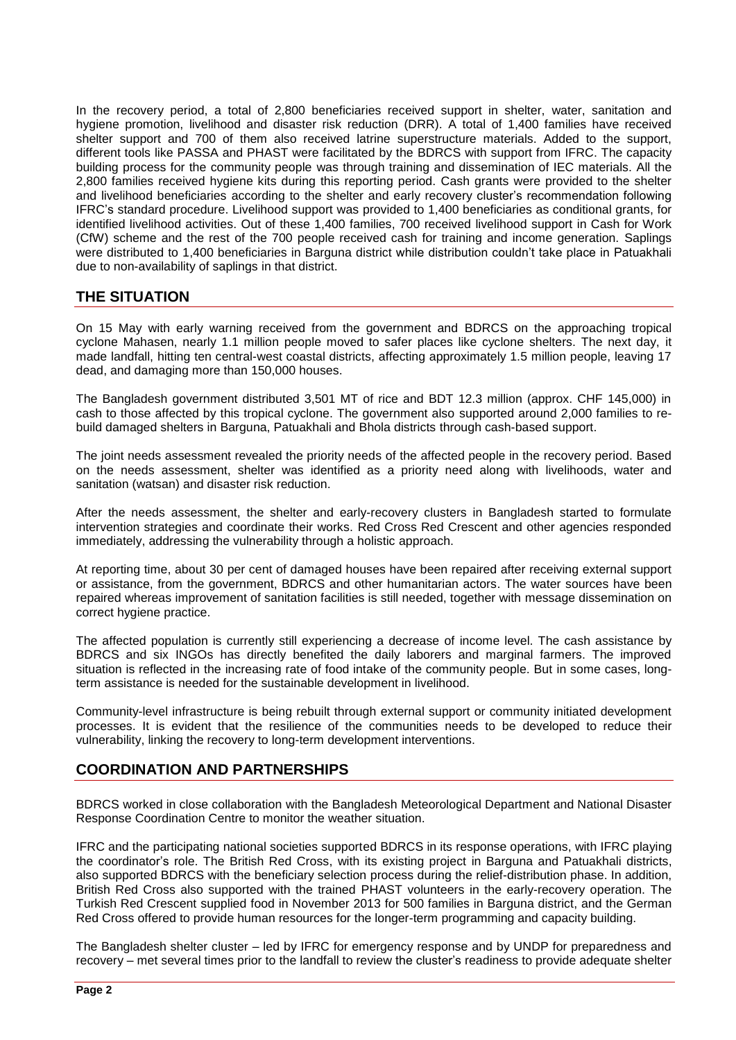In the recovery period, a total of 2,800 beneficiaries received support in shelter, water, sanitation and hygiene promotion, livelihood and disaster risk reduction (DRR). A total of 1,400 families have received shelter support and 700 of them also received latrine superstructure materials. Added to the support, different tools like PASSA and PHAST were facilitated by the BDRCS with support from IFRC. The capacity building process for the community people was through training and dissemination of IEC materials. All the 2,800 families received hygiene kits during this reporting period. Cash grants were provided to the shelter and livelihood beneficiaries according to the shelter and early recovery cluster's recommendation following IFRC's standard procedure. Livelihood support was provided to 1,400 beneficiaries as conditional grants, for identified livelihood activities. Out of these 1,400 families, 700 received livelihood support in Cash for Work (CfW) scheme and the rest of the 700 people received cash for training and income generation. Saplings were distributed to 1,400 beneficiaries in Barguna district while distribution couldn't take place in Patuakhali due to non-availability of saplings in that district.

## THE SITUATION

On 15 May with early warning received from the government and BDRCS on the approaching tropical cyclone Mahasen, nearly 1.1 million people moved to safer places like cyclone shelters. The next day, it made landfall, hitting ten central-west coastal districts, affecting approximately 1.5 million people, leaving 17 dead, and damaging more than 150,000 houses.

The Bangladesh government distributed 3,501 MT of rice and BDT 12.3 million (approx. CHF 145,000) in cash to those affected by this tropical cyclone. The government also supported around 2,000 families to re-build damaged shelters in Barguna, Patuakhali and Bhola districts through cash-based support.

The joint needs assessment revealed the priority needs of the affected people in the recovery period. Based on the needs assessment, shelter was identified as a priority need along with livelihoods, water and sanitation (watsan) and disaster risk reduction.

After the needs assessment, the shelter and early-recovery clusters in Bangladesh started to formulate intervention strategies and coordinate their works. Red Cross Red Crescent and other agencies responded immediately, addressing the vulnerability through a holistic approach.

At reporting time, about 30 per cent of damaged houses have been repaired after receiving external support or assistance, from the government, BDRCS and other humanitarian actors. The water sources have been repaired whereas improvement of sanitation facilities is still needed, together with message dissemination on correct hygiene practice.

The affected population is currently still experiencing a decrease of income level. The cash assistance by BDRCS and six INGOs has directly benefited the daily laborers and marginal farmers. The improved situation is reflected in the increasing rate of food intake of the community people. But in some cases, long-term assistance is needed for the sustainable development in livelihood.

Community-level infrastructure is being rebuilt through external support or community initiated development processes. It is evident that the resilience of the communities needs to be developed to reduce their vulnerability, linking the recovery to long-term development interventions.

## COORDINATION AND PARTNERSHIPS

BDRCS worked in close collaboration with the Bangladesh Meteorological Department and National Disaster Response Coordination Centre to monitor the weather situation.

IFRC and the participating national societies supported BDRCS in its response operations, with IFRC playing the coordinator's role. The British Red Cross, with its existing project in Barguna and Patuakhali districts, also supported BDRCS with the beneficiary selection process during the relief-distribution phase. In addition, British Red Cross also supported with the trained PHAST volunteers in the early-recovery operation. The Turkish Red Crescent supplied food in November 2013 for 500 families in Barguna district, and the German Red Cross offered to provide human resources for the longer-term programming and capacity building.

The Bangladesh shelter cluster – led by IFRC for emergency response and by UNDP for preparedness and recovery – met several times prior to the landfall to review the cluster's readiness to provide adequate shelter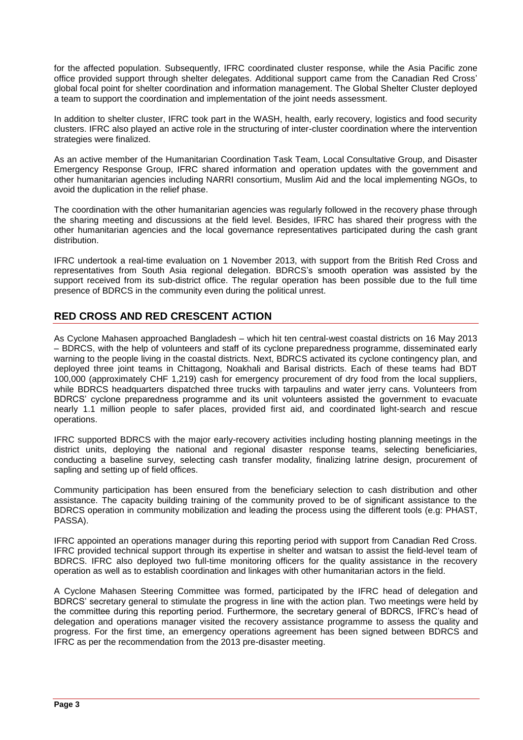for the affected population. Subsequently, IFRC coordinated cluster response, while the Asia Pacific zone office provided support through shelter delegates. Additional support came from the Canadian Red Cross' global focal point for shelter coordination and information management. The Global Shelter Cluster deployed a team to support the coordination and implementation of the joint needs assessment.

In addition to shelter cluster, IFRC took part in the WASH, health, early recovery, logistics and food security clusters. IFRC also played an active role in the structuring of inter-cluster coordination where the intervention strategies were finalized.

As an active member of the Humanitarian Coordination Task Team, Local Consultative Group, and Disaster Emergency Response Group, IFRC shared information and operation updates with the government and other humanitarian agencies including NARRI consortium, Muslim Aid and the local implementing NGOs, to avoid the duplication in the relief phase.

The coordination with the other humanitarian agencies was regularly followed in the recovery phase through the sharing meeting and discussions at the field level. Besides, IFRC has shared their progress with the other humanitarian agencies and the local governance representatives participated during the cash grant distribution.

IFRC undertook a real-time evaluation on 1 November 2013, with support from the British Red Cross and representatives from South Asia regional delegation. BDRCS's smooth operation was assisted by the support received from its sub-district office. The regular operation has been possible due to the full time presence of BDRCS in the community even during the political unrest.

## RED CROSS AND RED CRESCENT ACTION

As Cyclone Mahasen approached Bangladesh – which hit ten central-west coastal districts on 16 May 2013 – BDRCS, with the help of volunteers and staff of its cyclone preparedness programme, disseminated early warning to the people living in the coastal districts. Next, BDRCS activated its cyclone contingency plan, and deployed three joint teams in Chittagong, Noakhali and Barisal districts. Each of these teams had BDT 100,000 (approximately CHF 1,219) cash for emergency procurement of dry food from the local suppliers, while BDRCS headquarters dispatched three trucks with tarpaulins and water jerry cans. Volunteers from BDRCS' cyclone preparedness programme and its unit volunteers assisted the government to evacuate nearly 1.1 million people to safer places, provided first aid, and coordinated light-search and rescue operations.

IFRC supported BDRCS with the major early-recovery activities including hosting planning meetings in the district units, deploying the national and regional disaster response teams, selecting beneficiaries, conducting a baseline survey, selecting cash transfer modality, finalizing latrine design, procurement of sapling and setting up of field offices.

Community participation has been ensured from the beneficiary selection to cash distribution and other assistance. The capacity building training of the community proved to be of significant assistance to the BDRCS operation in community mobilization and leading the process using the different tools (e.g: PHAST, PASSA).

IFRC appointed an operations manager during this reporting period with support from Canadian Red Cross. IFRC provided technical support through its expertise in shelter and watsan to assist the field-level team of BDRCS. IFRC also deployed two full-time monitoring officers for the quality assistance in the recovery operation as well as to establish coordination and linkages with other humanitarian actors in the field.

A Cyclone Mahasen Steering Committee was formed, participated by the IFRC head of delegation and BDRCS' secretary general to stimulate the progress in line with the action plan. Two meetings were held by the committee during this reporting period. Furthermore, the secretary general of BDRCS, IFRC's head of delegation and operations manager visited the recovery assistance programme to assess the quality and progress. For the first time, an emergency operations agreement has been signed between BDRCS and IFRC as per the recommendation from the 2013 pre-disaster meeting.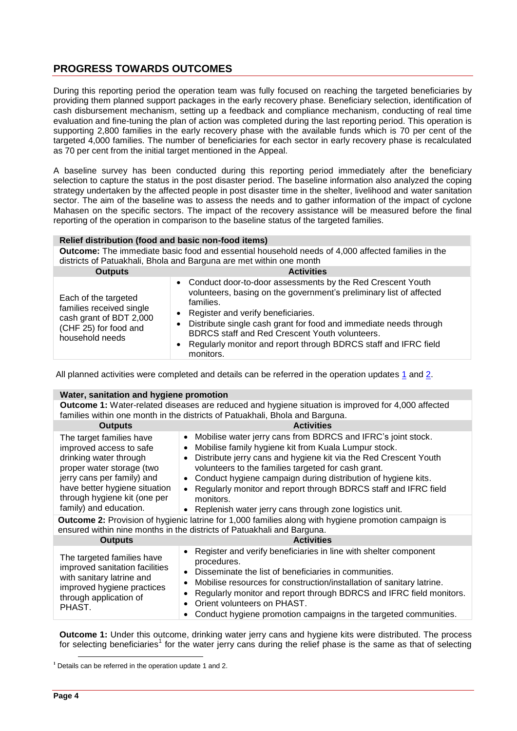## PROGRESS TOWARDS OUTCOMES

During this reporting period the operation team was fully focused on reaching the targeted beneficiaries by providing them planned support packages in the early recovery phase. Beneficiary selection, identification of cash disbursement mechanism, setting up a feedback and compliance mechanism, conducting of real time evaluation and fine-tuning the plan of action was completed during the last reporting period. This operation is supporting 2,800 families in the early recovery phase with the available funds which is 70 per cent of the targeted 4,000 families. The number of beneficiaries for each sector in early recovery phase is recalculated as 70 per cent from the initial target mentioned in the Appeal.

A baseline survey has been conducted during this reporting period immediately after the beneficiary selection to capture the status in the post disaster period. The baseline information also analyzed the coping strategy undertaken by the affected people in post disaster time in the shelter, livelihood and water sanitation sector. The aim of the baseline was to assess the needs and to gather information of the impact of cyclone Mahasen on the specific sectors. The impact of the recovery assistance will be measured before the final reporting of the operation in comparison to the baseline status of the targeted families.

| **Relief distribution (food and basic non-food items)** | |
|---|---|
| **Outcome:** The immediate basic food and essential household needs of 4,000 affected families in the districts of Patuakhali, Bhola and Barguna are met within one month | |
| **Outputs** | **Activities** |
| Each of the targeted families received single cash grant of BDT 2,000 (CHF 25) for food and household needs | • Conduct door-to-door assessments by the Red Crescent Youth volunteers, basing on the government's preliminary list of affected families.<br>• Register and verify beneficiaries.<br>• Distribute single cash grant for food and immediate needs through BDRCS staff and Red Crescent Youth volunteers.<br>• Regularly monitor and report through BDRCS staff and IFRC field monitors. |

All planned activities were completed and details can be referred in the operation updates 1 and 2.

| **Water, sanitation and hygiene promotion** | |
|---|---|
| **Outcome 1:** Water-related diseases are reduced and hygiene situation is improved for 4,000 affected families within one month in the districts of Patuakhali, Bhola and Barguna. | |
| **Outputs** | **Activities** |
| The target families have improved access to safe drinking water through proper water storage (two jerry cans per family) and have better hygiene situation through hygiene kit (one per family) and education. | • Mobilise water jerry cans from BDRCS and IFRC's joint stock.<br>• Mobilise family hygiene kit from Kuala Lumpur stock.<br>• Distribute jerry cans and hygiene kit via the Red Crescent Youth volunteers to the families targeted for cash grant.<br>• Conduct hygiene campaign during distribution of hygiene kits.<br>• Regularly monitor and report through BDRCS staff and IFRC field monitors.<br>• Replenish water jerry cans through zone logistics unit. |
| **Outcome 2:** Provision of hygienic latrine for 1,000 families along with hygiene promotion campaign is ensured within nine months in the districts of Patuakhali and Barguna. | |
| **Outputs** | **Activities** |
| The targeted families have improved sanitation facilities with sanitary latrine and improved hygiene practices through application of PHAST. | • Register and verify beneficiaries in line with shelter component procedures.<br>• Disseminate the list of beneficiaries in communities.<br>• Mobilise resources for construction/installation of sanitary latrine.<br>• Regularly monitor and report through BDRCS and IFRC field monitors.<br>• Orient volunteers on PHAST.<br>• Conduct hygiene promotion campaigns in the targeted communities. |

**Outcome 1:** Under this outcome, drinking water jerry cans and hygiene kits were distributed. The process for selecting beneficiaries[1] for the water jerry cans during the relief phase is the same as that of selecting

[1] Details can be referred in the operation update 1 and 2.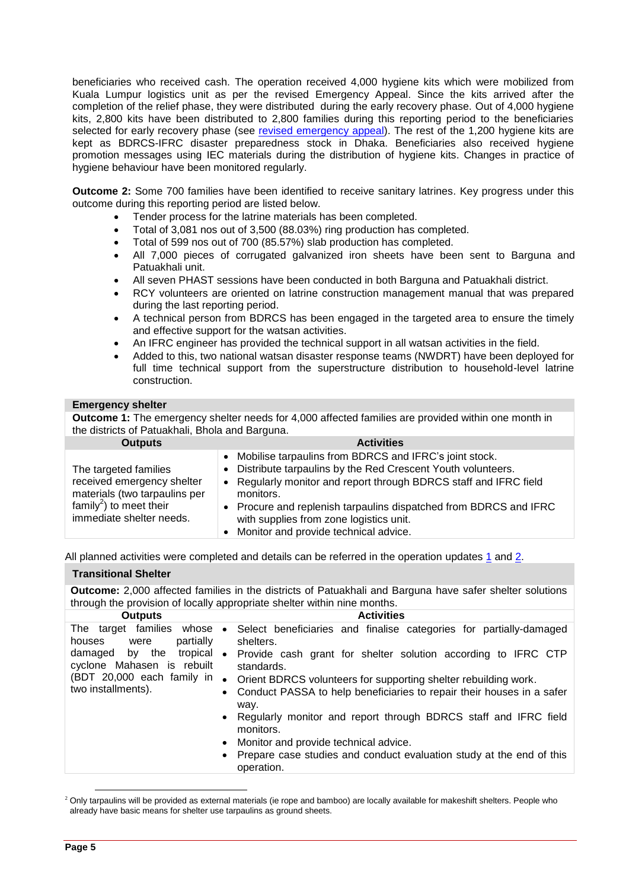beneficiaries who received cash. The operation received 4,000 hygiene kits which were mobilized from Kuala Lumpur logistics unit as per the revised Emergency Appeal. Since the kits arrived after the completion of the relief phase, they were distributed during the early recovery phase. Out of 4,000 hygiene kits, 2,800 kits have been distributed to 2,800 families during this reporting period to the beneficiaries selected for early recovery phase (see revised emergency appeal). The rest of the 1,200 hygiene kits are kept as BDRCS-IFRC disaster preparedness stock in Dhaka. Beneficiaries also received hygiene promotion messages using IEC materials during the distribution of hygiene kits. Changes in practice of hygiene behaviour have been monitored regularly.

**Outcome 2:** Some 700 families have been identified to receive sanitary latrines. Key progress under this outcome during this reporting period are listed below.

- Tender process for the latrine materials has been completed.
- Total of 3,081 nos out of 3,500 (88.03%) ring production has completed.
- Total of 599 nos out of 700 (85.57%) slab production has completed.
- All 7,000 pieces of corrugated galvanized iron sheets have been sent to Barguna and Patuakhali unit.
- All seven PHAST sessions have been conducted in both Barguna and Patuakhali district.
- RCY volunteers are oriented on latrine construction management manual that was prepared during the last reporting period.
- A technical person from BDRCS has been engaged in the targeted area to ensure the timely and effective support for the watsan activities.
- An IFRC engineer has provided the technical support in all watsan activities in the field.
- Added to this, two national watsan disaster response teams (NWDRT) have been deployed for full time technical support from the superstructure distribution to household-level latrine construction.

| **Emergency shelter** | |
|---|---|
| **Outcome 1:** The emergency shelter needs for 4,000 affected families are provided within one month in the districts of Patuakhali, Bhola and Barguna. | |
| **Outputs** | **Activities** |
| The targeted families received emergency shelter materials (two tarpaulins per family[2]) to meet their immediate shelter needs. | • Mobilise tarpaulins from BDRCS and IFRC's joint stock.<br>• Distribute tarpaulins by the Red Crescent Youth volunteers.<br>• Regularly monitor and report through BDRCS staff and IFRC field monitors.<br>• Procure and replenish tarpaulins dispatched from BDRCS and IFRC with supplies from zone logistics unit.<br>• Monitor and provide technical advice. |

All planned activities were completed and details can be referred in the operation updates 1 and 2.

| **Transitional Shelter** | |
|---|---|
| **Outcome:** 2,000 affected families in the districts of Patuakhali and Barguna have safer shelter solutions through the provision of locally appropriate shelter within nine months. | |
| **Outputs** | **Activities** |
| The target families whose houses were partially damaged by the tropical cyclone Mahasen is rebuilt (BDT 20,000 each family in two installments). | • Select beneficiaries and finalise categories for partially-damaged shelters.<br>• Provide cash grant for shelter solution according to IFRC CTP standards.<br>• Orient BDRCS volunteers for supporting shelter rebuilding work.<br>• Conduct PASSA to help beneficiaries to repair their houses in a safer way.<br>• Regularly monitor and report through BDRCS staff and IFRC field monitors.<br>• Monitor and provide technical advice.<br>• Prepare case studies and conduct evaluation study at the end of this operation. |

[2] Only tarpaulins will be provided as external materials (ie rope and bamboo) are locally available for makeshift shelters. People who already have basic means for shelter use tarpaulins as ground sheets.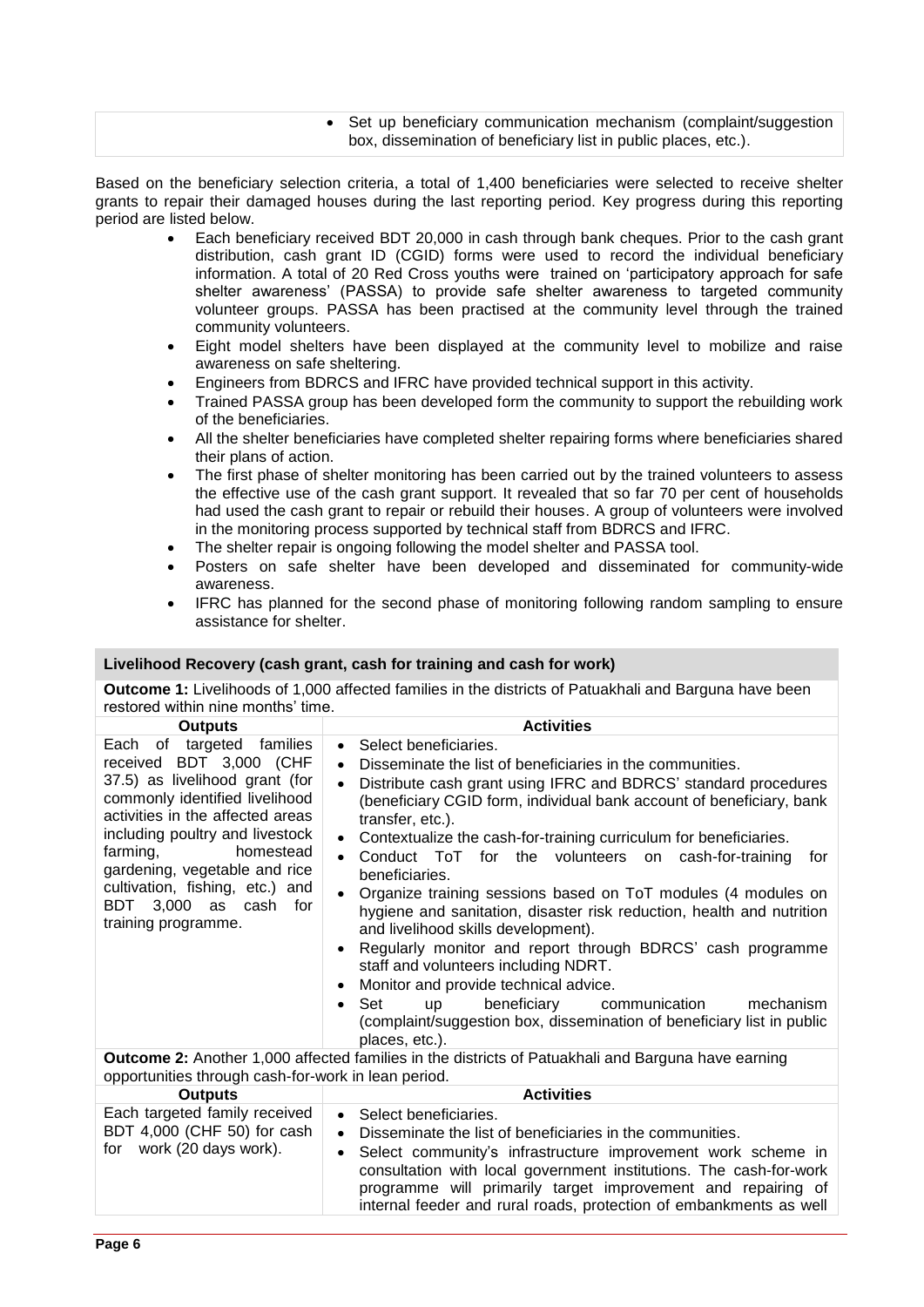| | |
|---|---|
| | • Set up beneficiary communication mechanism (complaint/suggestion box, dissemination of beneficiary list in public places, etc.). |

Based on the beneficiary selection criteria, a total of 1,400 beneficiaries were selected to receive shelter grants to repair their damaged houses during the last reporting period. Key progress during this reporting period are listed below.

- Each beneficiary received BDT 20,000 in cash through bank cheques. Prior to the cash grant distribution, cash grant ID (CGID) forms were used to record the individual beneficiary information. A total of 20 Red Cross youths were trained on 'participatory approach for safe shelter awareness' (PASSA) to provide safe shelter awareness to targeted community volunteer groups. PASSA has been practised at the community level through the trained community volunteers.
- Eight model shelters have been displayed at the community level to mobilize and raise awareness on safe sheltering.
- Engineers from BDRCS and IFRC have provided technical support in this activity.
- Trained PASSA group has been developed form the community to support the rebuilding work of the beneficiaries.
- All the shelter beneficiaries have completed shelter repairing forms where beneficiaries shared their plans of action.
- The first phase of shelter monitoring has been carried out by the trained volunteers to assess the effective use of the cash grant support. It revealed that so far 70 per cent of households had used the cash grant to repair or rebuild their houses. A group of volunteers were involved in the monitoring process supported by technical staff from BDRCS and IFRC.
- The shelter repair is ongoing following the model shelter and PASSA tool.
- Posters on safe shelter have been developed and disseminated for community-wide awareness.
- IFRC has planned for the second phase of monitoring following random sampling to ensure assistance for shelter.

| **Livelihood Recovery (cash grant, cash for training and cash for work)** | |
|---|---|
| **Outcome 1:** Livelihoods of 1,000 affected families in the districts of Patuakhali and Barguna have been restored within nine months' time. | |
| **Outputs** | **Activities** |
| Each of targeted families received BDT 3,000 (CHF 37.5) as livelihood grant (for commonly identified livelihood activities in the affected areas including poultry and livestock farming, homestead gardening, vegetable and rice cultivation, fishing, etc.) and BDT 3,000 as cash for training programme. | • Select beneficiaries.<br>• Disseminate the list of beneficiaries in the communities.<br>• Distribute cash grant using IFRC and BDRCS' standard procedures (beneficiary CGID form, individual bank account of beneficiary, bank transfer, etc.).<br>• Contextualize the cash-for-training curriculum for beneficiaries.<br>• Conduct ToT for the volunteers on cash-for-training for beneficiaries.<br>• Organize training sessions based on ToT modules (4 modules on hygiene and sanitation, disaster risk reduction, health and nutrition and livelihood skills development).<br>• Regularly monitor and report through BDRCS' cash programme staff and volunteers including NDRT.<br>• Monitor and provide technical advice.<br>• Set up beneficiary communication mechanism (complaint/suggestion box, dissemination of beneficiary list in public places, etc.). |
| **Outcome 2:** Another 1,000 affected families in the districts of Patuakhali and Barguna have earning opportunities through cash-for-work in lean period. | |
| **Outputs** | **Activities** |
| Each targeted family received BDT 4,000 (CHF 50) for cash for work (20 days work). | • Select beneficiaries.<br>• Disseminate the list of beneficiaries in the communities.<br>• Select community's infrastructure improvement work scheme in consultation with local government institutions. The cash-for-work programme will primarily target improvement and repairing of internal feeder and rural roads, protection of embankments as well |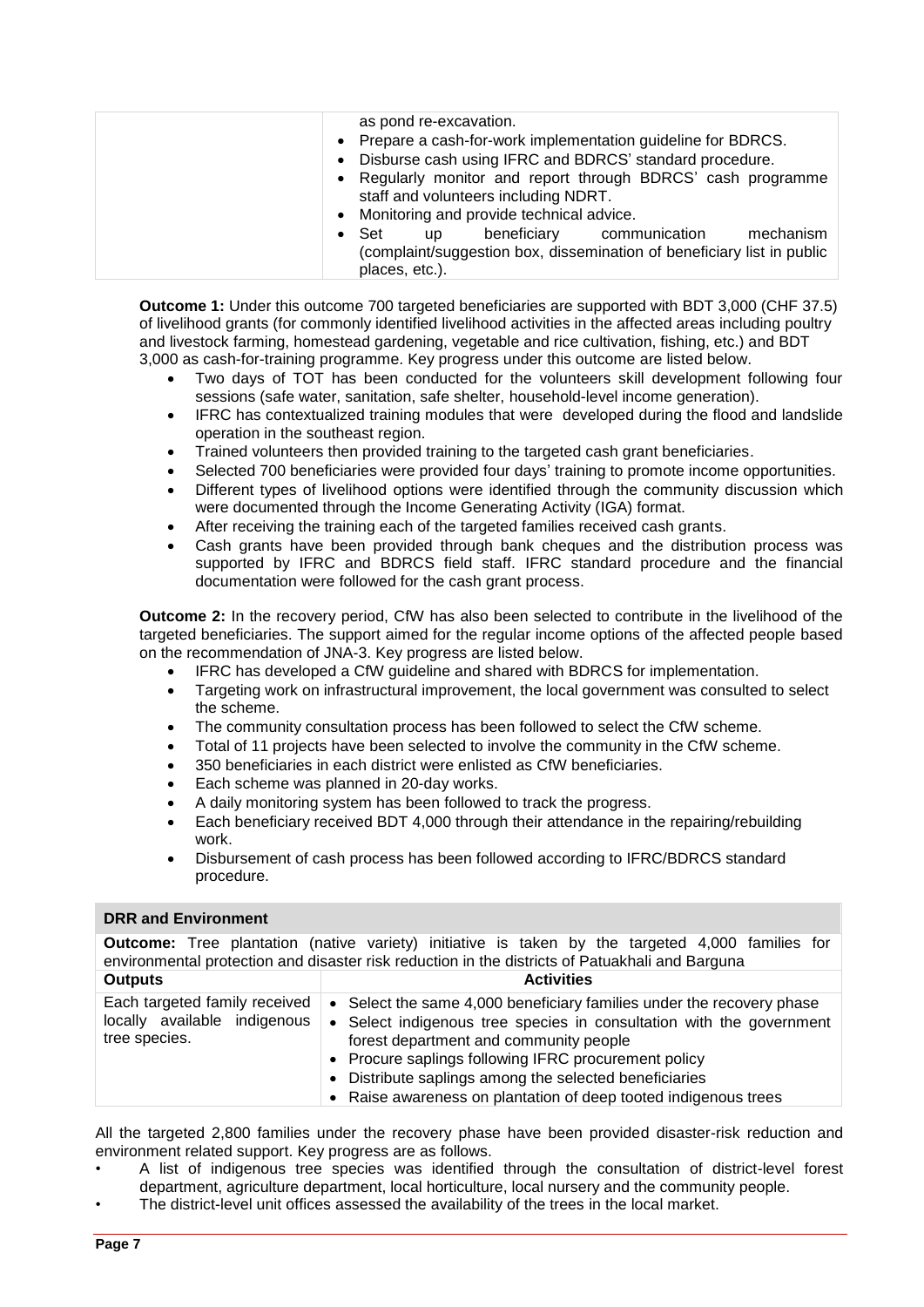| | |
|---|---|
| | as pond re-excavation.<br>• Prepare a cash-for-work implementation guideline for BDRCS.<br>• Disburse cash using IFRC and BDRCS' standard procedure.<br>• Regularly monitor and report through BDRCS' cash programme staff and volunteers including NDRT.<br>• Monitoring and provide technical advice.<br>• Set up beneficiary communication mechanism (complaint/suggestion box, dissemination of beneficiary list in public places, etc.). |

**Outcome 1:** Under this outcome 700 targeted beneficiaries are supported with BDT 3,000 (CHF 37.5) of livelihood grants (for commonly identified livelihood activities in the affected areas including poultry and livestock farming, homestead gardening, vegetable and rice cultivation, fishing, etc.) and BDT 3,000 as cash-for-training programme. Key progress under this outcome are listed below.

- Two days of TOT has been conducted for the volunteers skill development following four sessions (safe water, sanitation, safe shelter, household-level income generation).
- IFRC has contextualized training modules that were developed during the flood and landslide operation in the southeast region.
- Trained volunteers then provided training to the targeted cash grant beneficiaries.
- Selected 700 beneficiaries were provided four days' training to promote income opportunities.
- Different types of livelihood options were identified through the community discussion which were documented through the Income Generating Activity (IGA) format.
- After receiving the training each of the targeted families received cash grants.
- Cash grants have been provided through bank cheques and the distribution process was supported by IFRC and BDRCS field staff. IFRC standard procedure and the financial documentation were followed for the cash grant process.

**Outcome 2:** In the recovery period, CfW has also been selected to contribute in the livelihood of the targeted beneficiaries. The support aimed for the regular income options of the affected people based on the recommendation of JNA-3. Key progress are listed below.

- IFRC has developed a CfW guideline and shared with BDRCS for implementation.
- Targeting work on infrastructural improvement, the local government was consulted to select the scheme.
- The community consultation process has been followed to select the CfW scheme.
- Total of 11 projects have been selected to involve the community in the CfW scheme.
- 350 beneficiaries in each district were enlisted as CfW beneficiaries.
- Each scheme was planned in 20-day works.
- A daily monitoring system has been followed to track the progress.
- Each beneficiary received BDT 4,000 through their attendance in the repairing/rebuilding work.
- Disbursement of cash process has been followed according to IFRC/BDRCS standard procedure.

| **DRR and Environment** | |
|---|---|
| **Outcome:** Tree plantation (native variety) initiative is taken by the targeted 4,000 families for environmental protection and disaster risk reduction in the districts of Patuakhali and Barguna | |
| **Outputs** | **Activities** |
| Each targeted family received locally available indigenous tree species. | • Select the same 4,000 beneficiary families under the recovery phase<br>• Select indigenous tree species in consultation with the government forest department and community people<br>• Procure saplings following IFRC procurement policy<br>• Distribute saplings among the selected beneficiaries<br>• Raise awareness on plantation of deep tooted indigenous trees |

All the targeted 2,800 families under the recovery phase have been provided disaster-risk reduction and environment related support. Key progress are as follows.

- A list of indigenous tree species was identified through the consultation of district-level forest department, agriculture department, local horticulture, local nursery and the community people.
- The district-level unit offices assessed the availability of the trees in the local market.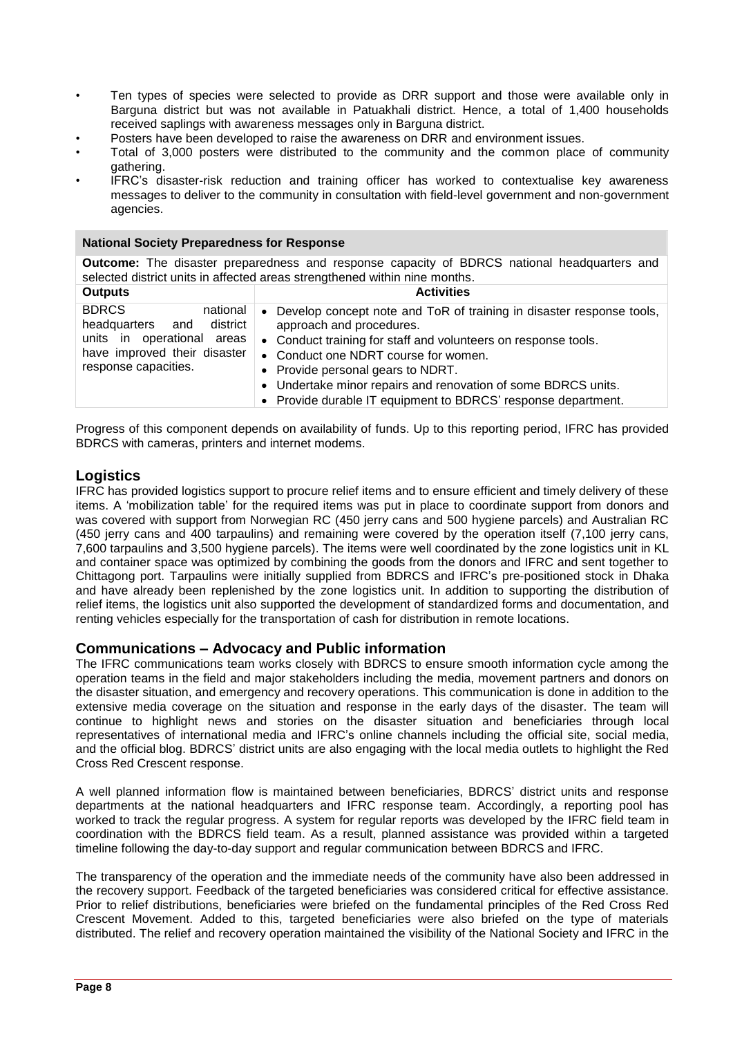- Ten types of species were selected to provide as DRR support and those were available only in Barguna district but was not available in Patuakhali district. Hence, a total of 1,400 households received saplings with awareness messages only in Barguna district.
- Posters have been developed to raise the awareness on DRR and environment issues.
- Total of 3,000 posters were distributed to the community and the common place of community gathering.
- IFRC's disaster-risk reduction and training officer has worked to contextualise key awareness messages to deliver to the community in consultation with field-level government and non-government agencies.

| **National Society Preparedness for Response** | |
|---|---|
| **Outcome:** The disaster preparedness and response capacity of BDRCS national headquarters and selected district units in affected areas strengthened within nine months. | |
| **Outputs** | **Activities** |
| BDRCS national headquarters and district units in operational areas have improved their disaster response capacities. | • Develop concept note and ToR of training in disaster response tools, approach and procedures.<br>• Conduct training for staff and volunteers on response tools.<br>• Conduct one NDRT course for women.<br>• Provide personal gears to NDRT.<br>• Undertake minor repairs and renovation of some BDRCS units.<br>• Provide durable IT equipment to BDRCS' response department. |

Progress of this component depends on availability of funds. Up to this reporting period, IFRC has provided BDRCS with cameras, printers and internet modems.

## Logistics

IFRC has provided logistics support to procure relief items and to ensure efficient and timely delivery of these items. A 'mobilization table' for the required items was put in place to coordinate support from donors and was covered with support from Norwegian RC (450 jerry cans and 500 hygiene parcels) and Australian RC (450 jerry cans and 400 tarpaulins) and remaining were covered by the operation itself (7,100 jerry cans, 7,600 tarpaulins and 3,500 hygiene parcels). The items were well coordinated by the zone logistics unit in KL and container space was optimized by combining the goods from the donors and IFRC and sent together to Chittagong port. Tarpaulins were initially supplied from BDRCS and IFRC's pre-positioned stock in Dhaka and have already been replenished by the zone logistics unit. In addition to supporting the distribution of relief items, the logistics unit also supported the development of standardized forms and documentation, and renting vehicles especially for the transportation of cash for distribution in remote locations.

## Communications – Advocacy and Public information

The IFRC communications team works closely with BDRCS to ensure smooth information cycle among the operation teams in the field and major stakeholders including the media, movement partners and donors on the disaster situation, and emergency and recovery operations. This communication is done in addition to the extensive media coverage on the situation and response in the early days of the disaster. The team will continue to highlight news and stories on the disaster situation and beneficiaries through local representatives of international media and IFRC's online channels including the official site, social media, and the official blog. BDRCS' district units are also engaging with the local media outlets to highlight the Red Cross Red Crescent response.

A well planned information flow is maintained between beneficiaries, BDRCS' district units and response departments at the national headquarters and IFRC response team. Accordingly, a reporting pool has worked to track the regular progress. A system for regular reports was developed by the IFRC field team in coordination with the BDRCS field team. As a result, planned assistance was provided within a targeted timeline following the day-to-day support and regular communication between BDRCS and IFRC.

The transparency of the operation and the immediate needs of the community have also been addressed in the recovery support. Feedback of the targeted beneficiaries was considered critical for effective assistance. Prior to relief distributions, beneficiaries were briefed on the fundamental principles of the Red Cross Red Crescent Movement. Added to this, targeted beneficiaries were also briefed on the type of materials distributed. The relief and recovery operation maintained the visibility of the National Society and IFRC in the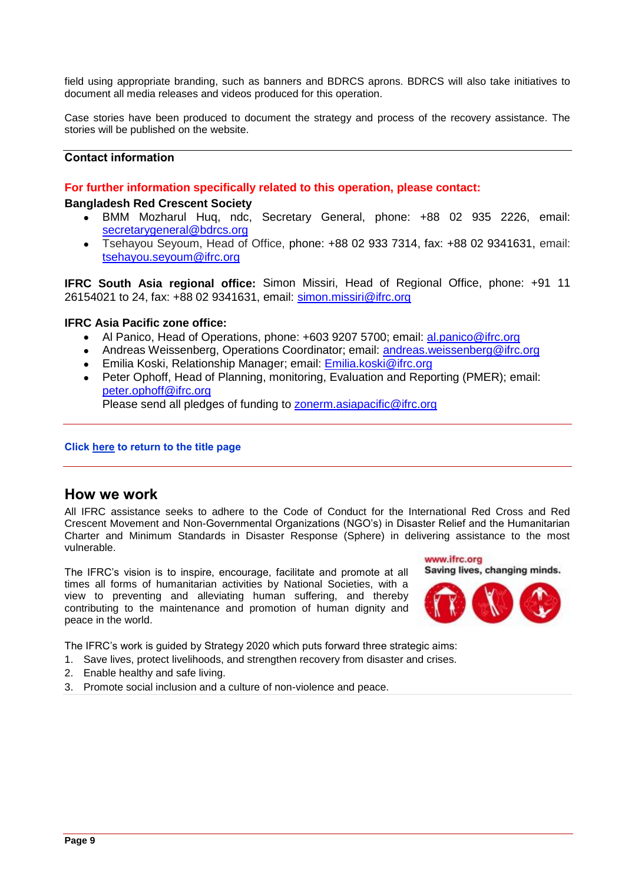field using appropriate branding, such as banners and BDRCS aprons. BDRCS will also take initiatives to document all media releases and videos produced for this operation.

Case stories have been produced to document the strategy and process of the recovery assistance. The stories will be published on the website.

**Contact information**

**For further information specifically related to this operation, please contact:**

**Bangladesh Red Crescent Society**

- BMM Mozharul Huq, ndc, Secretary General, phone: +88 02 935 2226, email: secretarygeneral@bdrcs.org
- Tsehayou Seyoum, Head of Office, phone: +88 02 933 7314, fax: +88 02 9341631, email: tsehayou.seyoum@ifrc.org

**IFRC South Asia regional office:** Simon Missiri, Head of Regional Office, phone: +91 11 26154021 to 24, fax: +88 02 9341631, email: simon.missiri@ifrc.org

**IFRC Asia Pacific zone office:**

- Al Panico, Head of Operations, phone: +603 9207 5700; email: al.panico@ifrc.org
- Andreas Weissenberg, Operations Coordinator; email: andreas.weissenberg@ifrc.org
- Emilia Koski, Relationship Manager; email: Emilia.koski@ifrc.org
- Peter Ophoff, Head of Planning, monitoring, Evaluation and Reporting (PMER); email: peter.ophoff@ifrc.org
  Please send all pledges of funding to zonerm.asiapacific@ifrc.org

**Click here to return to the title page**

## How we work

All IFRC assistance seeks to adhere to the Code of Conduct for the International Red Cross and Red Crescent Movement and Non-Governmental Organizations (NGO's) in Disaster Relief and the Humanitarian Charter and Minimum Standards in Disaster Response (Sphere) in delivering assistance to the most vulnerable.

www.ifrc.org
Saving lives, changing minds.

The IFRC's vision is to inspire, encourage, facilitate and promote at all times all forms of humanitarian activities by National Societies, with a view to preventing and alleviating human suffering, and thereby contributing to the maintenance and promotion of human dignity and peace in the world.

The IFRC's work is guided by Strategy 2020 which puts forward three strategic aims:

1. Save lives, protect livelihoods, and strengthen recovery from disaster and crises.
2. Enable healthy and safe living.
3. Promote social inclusion and a culture of non-violence and peace.